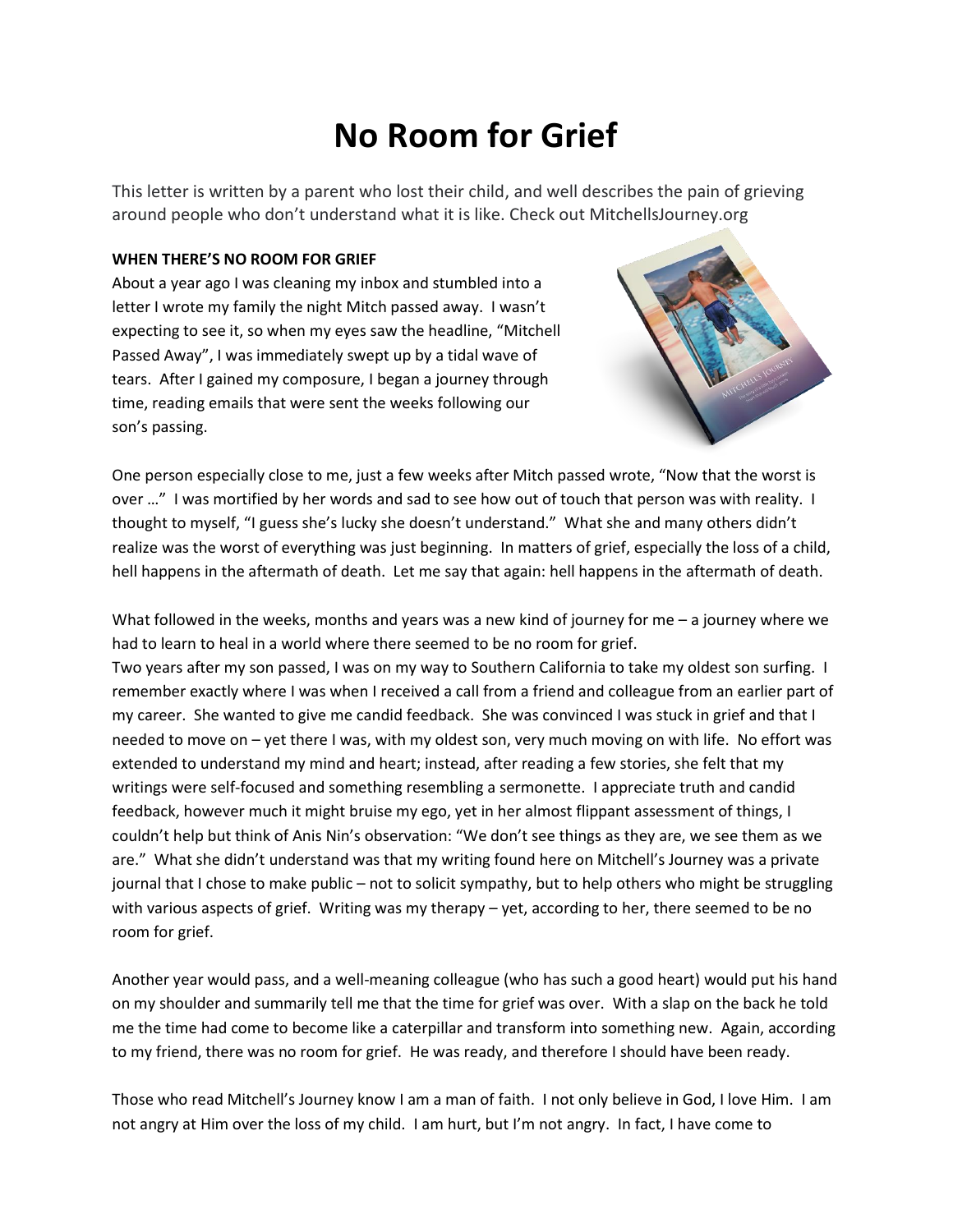# No Room for Grief

This letter is written by a parent who lost their child, and well describes the pain of grieving around people who don't understand what it is like. Check out MitchellsJourney.org

**WHEN THERE'S NO ROOM FOR GRIEF**

About a year ago I was cleaning my inbox and stumbled into a letter I wrote my family the night Mitch passed away. I wasn't expecting to see it, so when my eyes saw the headline, "Mitchell Passed Away", I was immediately swept up by a tidal wave of tears. After I gained my composure, I began a journey through time, reading emails that were sent the weeks following our son's passing.

One person especially close to me, just a few weeks after Mitch passed wrote, "Now that the worst is over …" I was mortified by her words and sad to see how out of touch that person was with reality. I thought to myself, "I guess she's lucky she doesn't understand." What she and many others didn't realize was the worst of everything was just beginning. In matters of grief, especially the loss of a child, hell happens in the aftermath of death. Let me say that again: hell happens in the aftermath of death.

What followed in the weeks, months and years was a new kind of journey for me – a journey where we had to learn to heal in a world where there seemed to be no room for grief.

Two years after my son passed, I was on my way to Southern California to take my oldest son surfing. I remember exactly where I was when I received a call from a friend and colleague from an earlier part of my career. She wanted to give me candid feedback. She was convinced I was stuck in grief and that I needed to move on – yet there I was, with my oldest son, very much moving on with life. No effort was extended to understand my mind and heart; instead, after reading a few stories, she felt that my writings were self-focused and something resembling a sermonette. I appreciate truth and candid feedback, however much it might bruise my ego, yet in her almost flippant assessment of things, I couldn't help but think of Anis Nin's observation: "We don't see things as they are, we see them as we are." What she didn't understand was that my writing found here on Mitchell's Journey was a private journal that I chose to make public – not to solicit sympathy, but to help others who might be struggling with various aspects of grief. Writing was my therapy – yet, according to her, there seemed to be no room for grief.

Another year would pass, and a well-meaning colleague (who has such a good heart) would put his hand on my shoulder and summarily tell me that the time for grief was over. With a slap on the back he told me the time had come to become like a caterpillar and transform into something new. Again, according to my friend, there was no room for grief. He was ready, and therefore I should have been ready.

Those who read Mitchell's Journey know I am a man of faith. I not only believe in God, I love Him. I am not angry at Him over the loss of my child. I am hurt, but I'm not angry. In fact, I have come to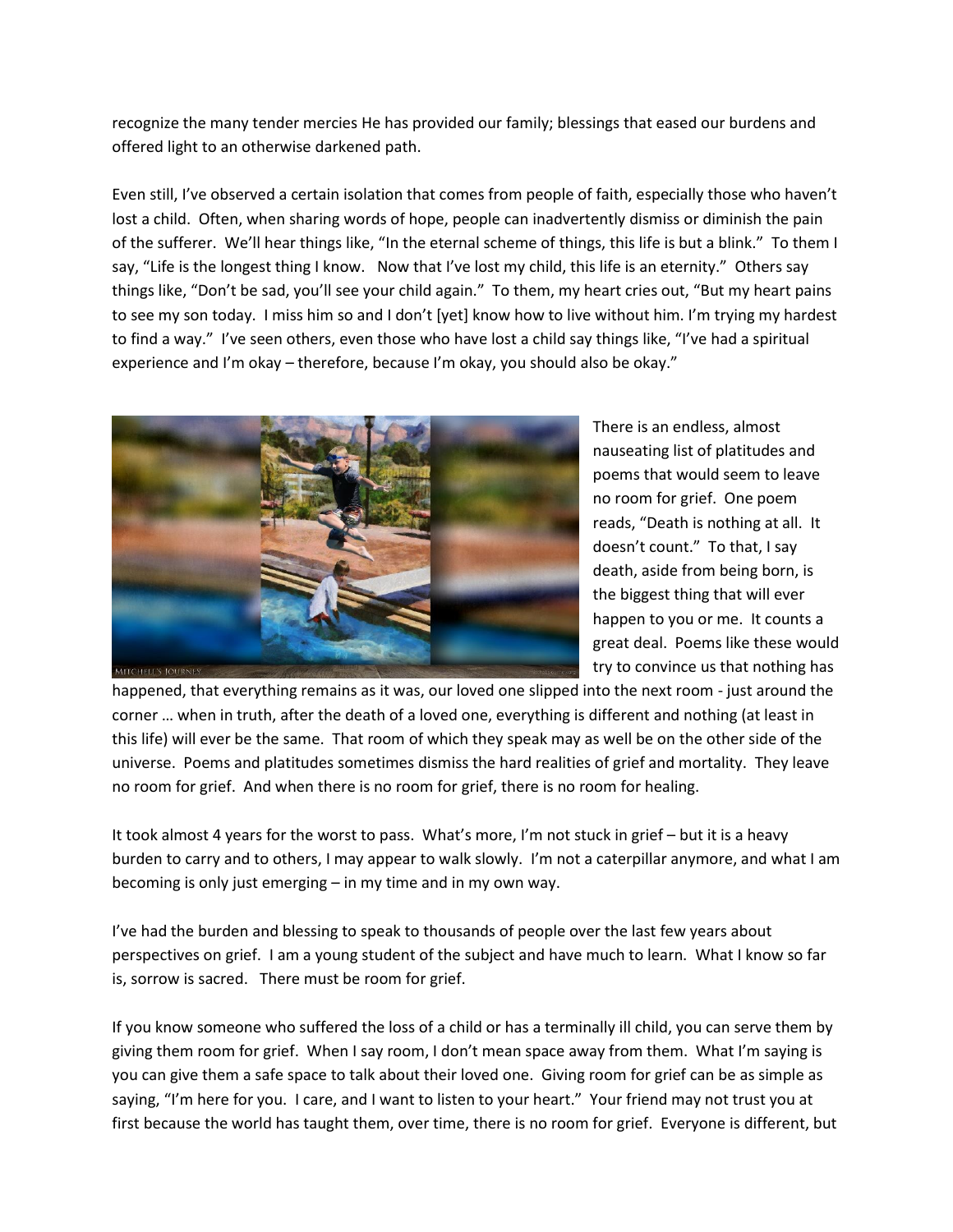recognize the many tender mercies He has provided our family; blessings that eased our burdens and offered light to an otherwise darkened path.

Even still, I've observed a certain isolation that comes from people of faith, especially those who haven't lost a child. Often, when sharing words of hope, people can inadvertently dismiss or diminish the pain of the sufferer. We'll hear things like, "In the eternal scheme of things, this life is but a blink." To them I say, "Life is the longest thing I know. Now that I've lost my child, this life is an eternity." Others say things like, "Don't be sad, you'll see your child again." To them, my heart cries out, "But my heart pains to see my son today. I miss him so and I don't [yet] know how to live without him. I'm trying my hardest to find a way." I've seen others, even those who have lost a child say things like, "I've had a spiritual experience and I'm okay – therefore, because I'm okay, you should also be okay."

There is an endless, almost nauseating list of platitudes and poems that would seem to leave no room for grief. One poem reads, "Death is nothing at all. It doesn't count." To that, I say death, aside from being born, is the biggest thing that will ever happen to you or me. It counts a great deal. Poems like these would try to convince us that nothing has happened, that everything remains as it was, our loved one slipped into the next room - just around the corner … when in truth, after the death of a loved one, everything is different and nothing (at least in this life) will ever be the same. That room of which they speak may as well be on the other side of the universe. Poems and platitudes sometimes dismiss the hard realities of grief and mortality. They leave no room for grief. And when there is no room for grief, there is no room for healing.

It took almost 4 years for the worst to pass. What's more, I'm not stuck in grief – but it is a heavy burden to carry and to others, I may appear to walk slowly. I'm not a caterpillar anymore, and what I am becoming is only just emerging – in my time and in my own way.

I've had the burden and blessing to speak to thousands of people over the last few years about perspectives on grief. I am a young student of the subject and have much to learn. What I know so far is, sorrow is sacred. There must be room for grief.

If you know someone who suffered the loss of a child or has a terminally ill child, you can serve them by giving them room for grief. When I say room, I don't mean space away from them. What I'm saying is you can give them a safe space to talk about their loved one. Giving room for grief can be as simple as saying, "I'm here for you. I care, and I want to listen to your heart." Your friend may not trust you at first because the world has taught them, over time, there is no room for grief. Everyone is different, but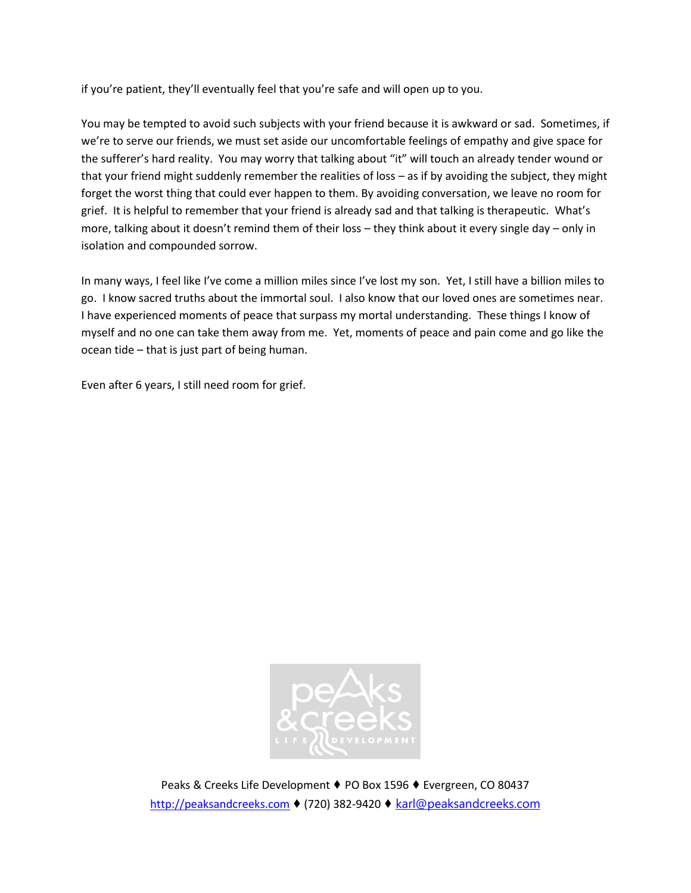if you're patient, they'll eventually feel that you're safe and will open up to you.

You may be tempted to avoid such subjects with your friend because it is awkward or sad. Sometimes, if we're to serve our friends, we must set aside our uncomfortable feelings of empathy and give space for the sufferer's hard reality. You may worry that talking about "it" will touch an already tender wound or that your friend might suddenly remember the realities of loss – as if by avoiding the subject, they might forget the worst thing that could ever happen to them. By avoiding conversation, we leave no room for grief. It is helpful to remember that your friend is already sad and that talking is therapeutic. What's more, talking about it doesn't remind them of their loss – they think about it every single day – only in isolation and compounded sorrow.

In many ways, I feel like I've come a million miles since I've lost my son. Yet, I still have a billion miles to go. I know sacred truths about the immortal soul. I also know that our loved ones are sometimes near. I have experienced moments of peace that surpass my mortal understanding. These things I know of myself and no one can take them away from me. Yet, moments of peace and pain come and go like the ocean tide – that is just part of being human.

Even after 6 years, I still need room for grief.

Peaks & Creeks Life Development ♦ PO Box 1596 ♦ Evergreen, CO 80437
http://peaksandcreeks.com ♦ (720) 382-9420 ♦ karl@peaksandcreeks.com